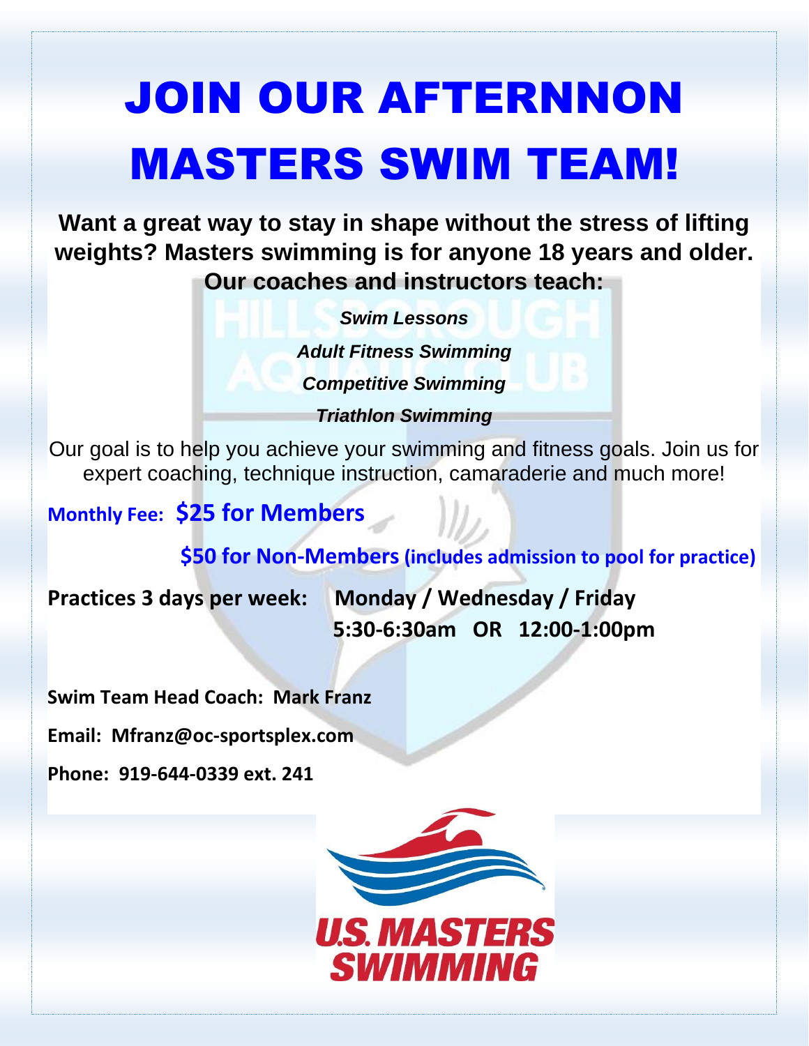# JOIN OUR AFTERNNON MASTERS SWIM TEAM!

**Want a great way to stay in shape without the stress of lifting weights? Masters swimming is for anyone 18 years and older. Our coaches and instructors teach:**

***Swim Lessons***

***Adult Fitness Swimming***

***Competitive Swimming***

***Triathlon Swimming***

Our goal is to help you achieve your swimming and fitness goals. Join us for expert coaching, technique instruction, camaraderie and much more!

**Monthly Fee: $25 for Members**

**$50 for Non-Members (includes admission to pool for practice)**

**Practices 3 days per week: Monday / Wednesday / Friday**
**5:30-6:30am OR 12:00-1:00pm**

**Swim Team Head Coach: Mark Franz**

**Email: Mfranz@oc-sportsplex.com**

**Phone: 919-644-0339 ext. 241**

U.S. MASTERS SWIMMING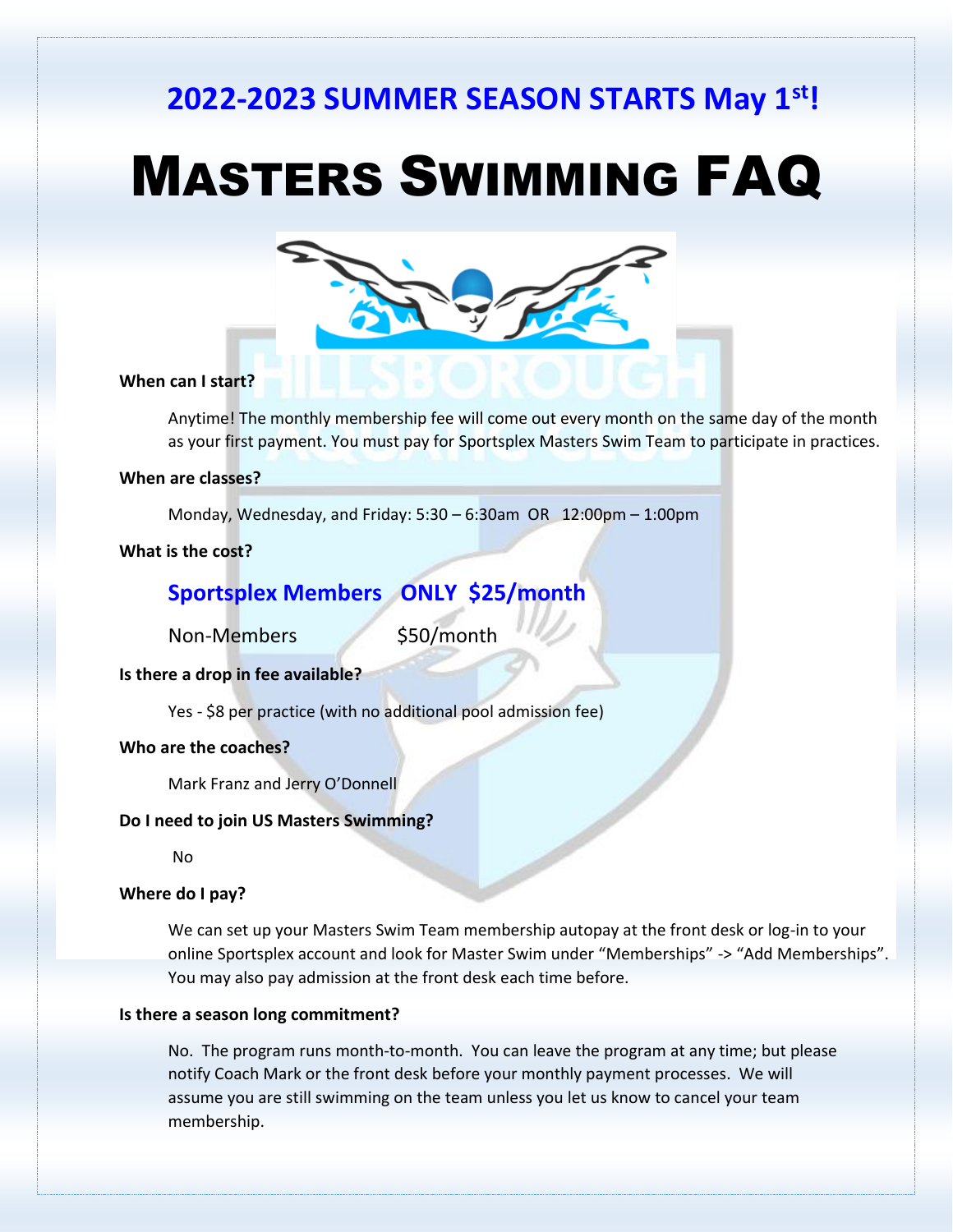## 2022-2023 SUMMER SEASON STARTS May 1st!

# MASTERS SWIMMING FAQ

**When can I start?**

Anytime! The monthly membership fee will come out every month on the same day of the month as your first payment. You must pay for Sportsplex Masters Swim Team to participate in practices.

**When are classes?**

Monday, Wednesday, and Friday: 5:30 – 6:30am OR 12:00pm – 1:00pm

**What is the cost?**

**Sportsplex Members ONLY $25/month**

Non-Members $50/month

**Is there a drop in fee available?**

Yes - $8 per practice (with no additional pool admission fee)

**Who are the coaches?**

Mark Franz and Jerry O'Donnell

**Do I need to join US Masters Swimming?**

No

**Where do I pay?**

We can set up your Masters Swim Team membership autopay at the front desk or log-in to your online Sportsplex account and look for Master Swim under "Memberships" -> "Add Memberships". You may also pay admission at the front desk each time before.

**Is there a season long commitment?**

No. The program runs month-to-month. You can leave the program at any time; but please notify Coach Mark or the front desk before your monthly payment processes. We will assume you are still swimming on the team unless you let us know to cancel your team membership.